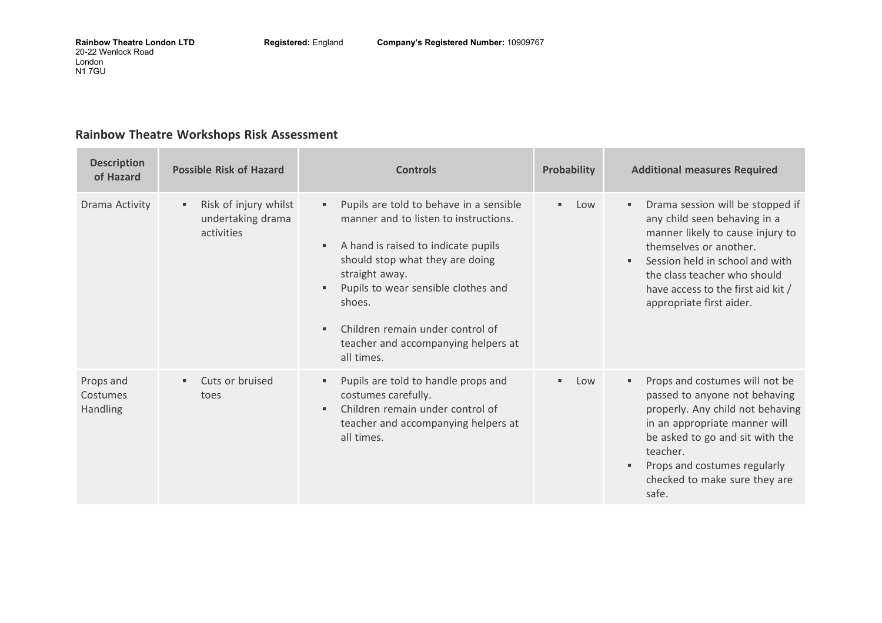**Rainbow Theatre London LTD**
20-22 Wenlock Road
London
N1 7GU

**Registered:** England **Company's Registered Number:** 10909767

## Rainbow Theatre Workshops Risk Assessment

| Description of Hazard | Possible Risk of Hazard | Controls | Probability | Additional measures Required |
|---|---|---|---|---|
| Drama Activity | ▪ Risk of injury whilst undertaking drama activities | ▪ Pupils are told to behave in a sensible manner and to listen to instructions.<br>▪ A hand is raised to indicate pupils should stop what they are doing straight away.<br>▪ Pupils to wear sensible clothes and shoes.<br>▪ Children remain under control of teacher and accompanying helpers at all times. | ▪ Low | ▪ Drama session will be stopped if any child seen behaving in a manner likely to cause injury to themselves or another.<br>▪ Session held in school and with the class teacher who should have access to the first aid kit / appropriate first aider. |
| Props and Costumes Handling | ▪ Cuts or bruised toes | ▪ Pupils are told to handle props and costumes carefully.<br>▪ Children remain under control of teacher and accompanying helpers at all times. | ▪ Low | ▪ Props and costumes will not be passed to anyone not behaving properly. Any child not behaving in an appropriate manner will be asked to go and sit with the teacher.<br>▪ Props and costumes regularly checked to make sure they are safe. |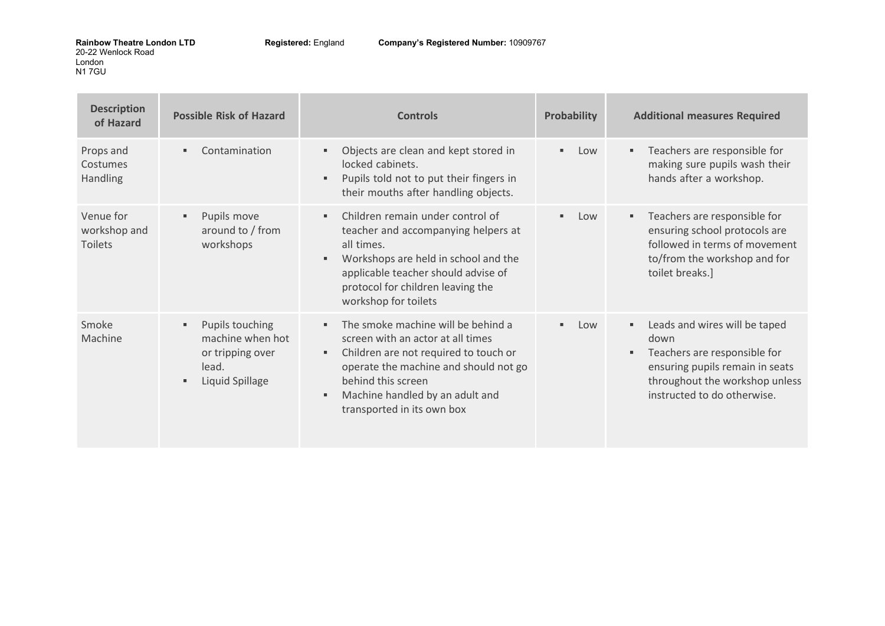| Description of Hazard | Possible Risk of Hazard | Controls | Probability | Additional measures Required |
|---|---|---|---|---|
| Props and Costumes Handling | ▪ Contamination | ▪ Objects are clean and kept stored in locked cabinets.<br>▪ Pupils told not to put their fingers in their mouths after handling objects. | ▪ Low | ▪ Teachers are responsible for making sure pupils wash their hands after a workshop. |
| Venue for workshop and Toilets | ▪ Pupils move around to / from workshops | ▪ Children remain under control of teacher and accompanying helpers at all times.<br>▪ Workshops are held in school and the applicable teacher should advise of protocol for children leaving the workshop for toilets | ▪ Low | ▪ Teachers are responsible for ensuring school protocols are followed in terms of movement to/from the workshop and for toilet breaks.] |
| Smoke Machine | ▪ Pupils touching machine when hot or tripping over lead.<br>▪ Liquid Spillage | ▪ The smoke machine will be behind a screen with an actor at all times<br>▪ Children are not required to touch or operate the machine and should not go behind this screen<br>▪ Machine handled by an adult and transported in its own box | ▪ Low | ▪ Leads and wires will be taped down<br>▪ Teachers are responsible for ensuring pupils remain in seats throughout the workshop unless instructed to do otherwise. |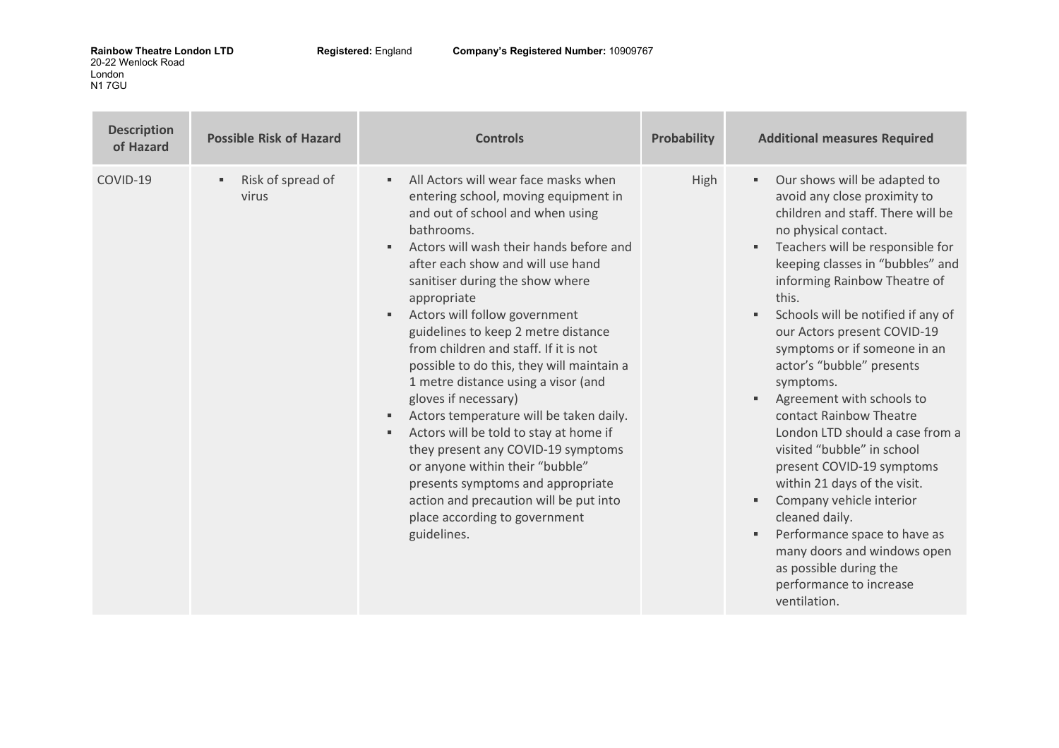**Rainbow Theatre London LTD**
20-22 Wenlock Road
London
N1 7GU

**Registered:** England **Company's Registered Number:** 10909767

| Description of Hazard | Possible Risk of Hazard | Controls | Probability | Additional measures Required |
|---|---|---|---|---|
| COVID-19 | ▪ Risk of spread of virus | ▪ All Actors will wear face masks when entering school, moving equipment in and out of school and when using bathrooms.<br>▪ Actors will wash their hands before and after each show and will use hand sanitiser during the show where appropriate<br>▪ Actors will follow government guidelines to keep 2 metre distance from children and staff. If it is not possible to do this, they will maintain a 1 metre distance using a visor (and gloves if necessary)<br>▪ Actors temperature will be taken daily.<br>▪ Actors will be told to stay at home if they present any COVID-19 symptoms or anyone within their "bubble" presents symptoms and appropriate action and precaution will be put into place according to government guidelines. | High | ▪ Our shows will be adapted to avoid any close proximity to children and staff. There will be no physical contact.<br>▪ Teachers will be responsible for keeping classes in "bubbles" and informing Rainbow Theatre of this.<br>▪ Schools will be notified if any of our Actors present COVID-19 symptoms or if someone in an actor's "bubble" presents symptoms.<br>▪ Agreement with schools to contact Rainbow Theatre London LTD should a case from a visited "bubble" in school present COVID-19 symptoms within 21 days of the visit.<br>▪ Company vehicle interior cleaned daily.<br>▪ Performance space to have as many doors and windows open as possible during the performance to increase ventilation. |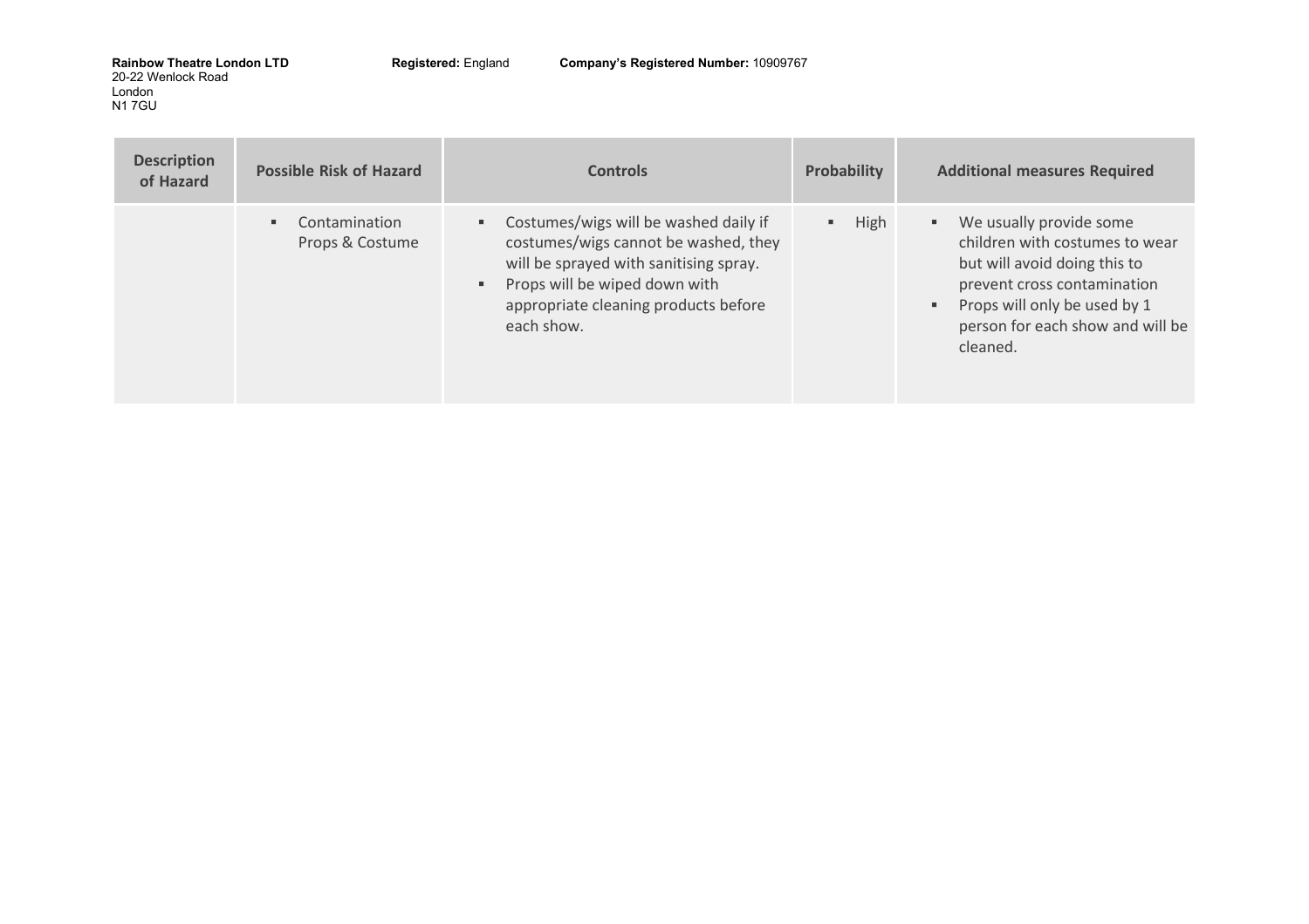| Description of Hazard | Possible Risk of Hazard | Controls | Probability | Additional measures Required |
|---|---|---|---|---|
| | ▪ Contamination Props & Costume | ▪ Costumes/wigs will be washed daily if costumes/wigs cannot be washed, they will be sprayed with sanitising spray.<br>▪ Props will be wiped down with appropriate cleaning products before each show. | ▪ High | ▪ We usually provide some children with costumes to wear but will avoid doing this to prevent cross contamination<br>▪ Props will only be used by 1 person for each show and will be cleaned. |